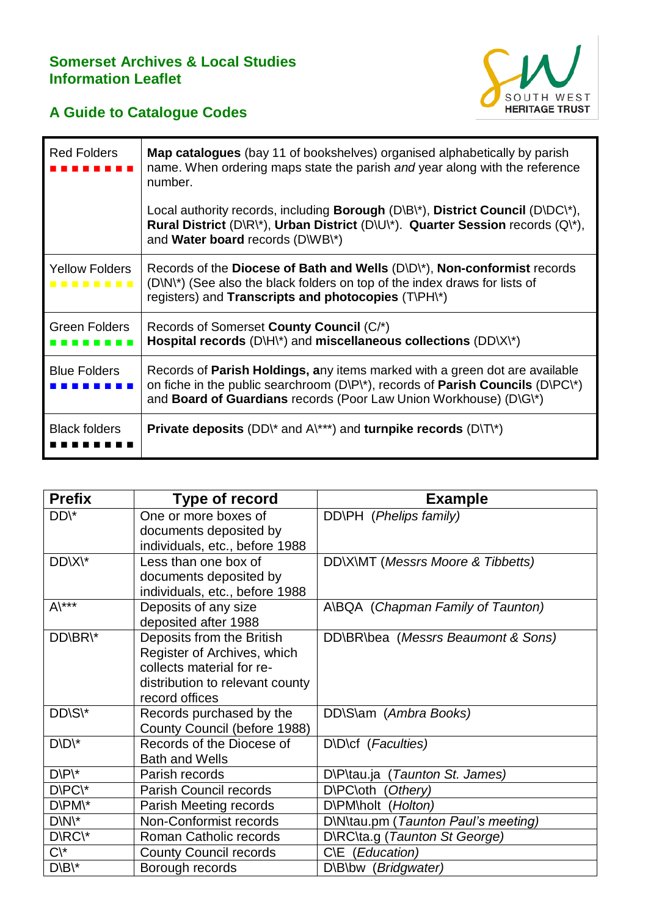**Somerset Archives & Local Studies**
**Information Leaflet**

SOUTH WEST HERITAGE TRUST

## A Guide to Catalogue Codes

| | |
|---|---|
| Red Folders ■■■■■■■■ | **Map catalogues** (bay 11 of bookshelves) organised alphabetically by parish name. When ordering maps state the parish *and* year along with the reference number.<br><br>Local authority records, including **Borough** (D\B\*), **District Council** (D\DC\*), **Rural District** (D\R\*), **Urban District** (D\U\*). **Quarter Session** records (Q\*), and **Water board** records (D\WB\*) |
| Yellow Folders ■■■■■■■■ | Records of the **Diocese of Bath and Wells** (D\D\*), **Non-conformist** records (D\N\*) (See also the black folders on top of the index draws for lists of registers) and **Transcripts and photocopies** (T\PH\*) |
| Green Folders ■■■■■■■■ | Records of Somerset **County Council** (C/*)<br>**Hospital records** (D\H\*) and **miscellaneous collections** (DD\X\*) |
| Blue Folders ■■■■■■■■ | Records of **Parish Holdings, a**ny items marked with a green dot are available on fiche in the public searchroom (D\P\*), records of **Parish Councils** (D\PC\*) and **Board of Guardians** records (Poor Law Union Workhouse) (D\G\*) |
| Black folders ■■■■■■■■ | **Private deposits** (DD\* and A\***) and **turnpike records** (D\T\*) |

| Prefix | Type of record | Example |
|---|---|---|
| DD\* | One or more boxes of documents deposited by individuals, etc., before 1988 | DD\PH *(Phelips family)* |
| DD\X\* | Less than one box of documents deposited by individuals, etc., before 1988 | DD\X\MT *(Messrs Moore & Tibbetts)* |
| A\*** | Deposits of any size deposited after 1988 | A\BQA *(Chapman Family of Taunton)* |
| DD\BR\* | Deposits from the British Register of Archives, which collects material for re-distribution to relevant county record offices | DD\BR\bea *(Messrs Beaumont & Sons)* |
| DD\S\* | Records purchased by the County Council (before 1988) | DD\S\am *(Ambra Books)* |
| D\D\* | Records of the Diocese of Bath and Wells | D\D\cf *(Faculties)* |
| D\P\* | Parish records | D\P\tau.ja *(Taunton St. James)* |
| D\PC\* | Parish Council records | D\PC\oth *(Othery)* |
| D\PM\* | Parish Meeting records | D\PM\holt *(Holton)* |
| D\N\* | Non-Conformist records | D\N\tau.pm *(Taunton Paul's meeting)* |
| D\RC\* | Roman Catholic records | D\RC\ta.g *(Taunton St George)* |
| C\* | County Council records | C\E *(Education)* |
| D\B\* | Borough records | D\B\bw *(Bridgwater)* |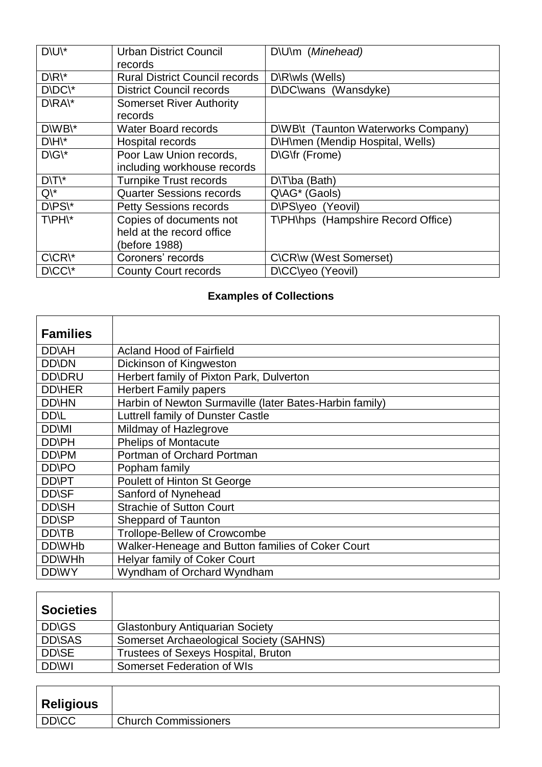| D\U\* | Urban District Council records | D\U\m (*Minehead)* |
|---|---|---|
| D\R\* | Rural District Council records | D\R\wls (Wells) |
| D\DC\* | District Council records | D\DC\wans (Wansdyke) |
| D\RA\* | Somerset River Authority records | |
| D\WB\* | Water Board records | D\WB\t (Taunton Waterworks Company) |
| D\H\* | Hospital records | D\H\men (Mendip Hospital, Wells) |
| D\G\* | Poor Law Union records, including workhouse records | D\G\fr (Frome) |
| D\T\* | Turnpike Trust records | D\T\ba (Bath) |
| Q\* | Quarter Sessions records | Q\AG* (Gaols) |
| D\PS\* | Petty Sessions records | D\PS\yeo (Yeovil) |
| T\PH\* | Copies of documents not held at the record office (before 1988) | T\PH\hps (Hampshire Record Office) |
| C\CR\* | Coroners' records | C\CR\w (West Somerset) |
| D\CC\* | County Court records | D\CC\yeo (Yeovil) |

**Examples of Collections**

| **Families** | |
|---|---|
| DD\AH | Acland Hood of Fairfield |
| DD\DN | Dickinson of Kingweston |
| DD\DRU | Herbert family of Pixton Park, Dulverton |
| DD\HER | Herbert Family papers |
| DD\HN | Harbin of Newton Surmaville (later Bates-Harbin family) |
| DD\L | Luttrell family of Dunster Castle |
| DD\MI | Mildmay of Hazlegrove |
| DD\PH | Phelips of Montacute |
| DD\PM | Portman of Orchard Portman |
| DD\PO | Popham family |
| DD\PT | Poulett of Hinton St George |
| DD\SF | Sanford of Nynehead |
| DD\SH | Strachie of Sutton Court |
| DD\SP | Sheppard of Taunton |
| DD\TB | Trollope-Bellew of Crowcombe |
| DD\WHb | Walker-Heneage and Button families of Coker Court |
| DD\WHh | Helyar family of Coker Court |
| DD\WY | Wyndham of Orchard Wyndham |

| **Societies** | |
|---|---|
| DD\GS | Glastonbury Antiquarian Society |
| DD\SAS | Somerset Archaeological Society (SAHNS) |
| DD\SE | Trustees of Sexeys Hospital, Bruton |
| DD\WI | Somerset Federation of WIs |

| **Religious** | |
|---|---|
| DD\CC | Church Commissioners |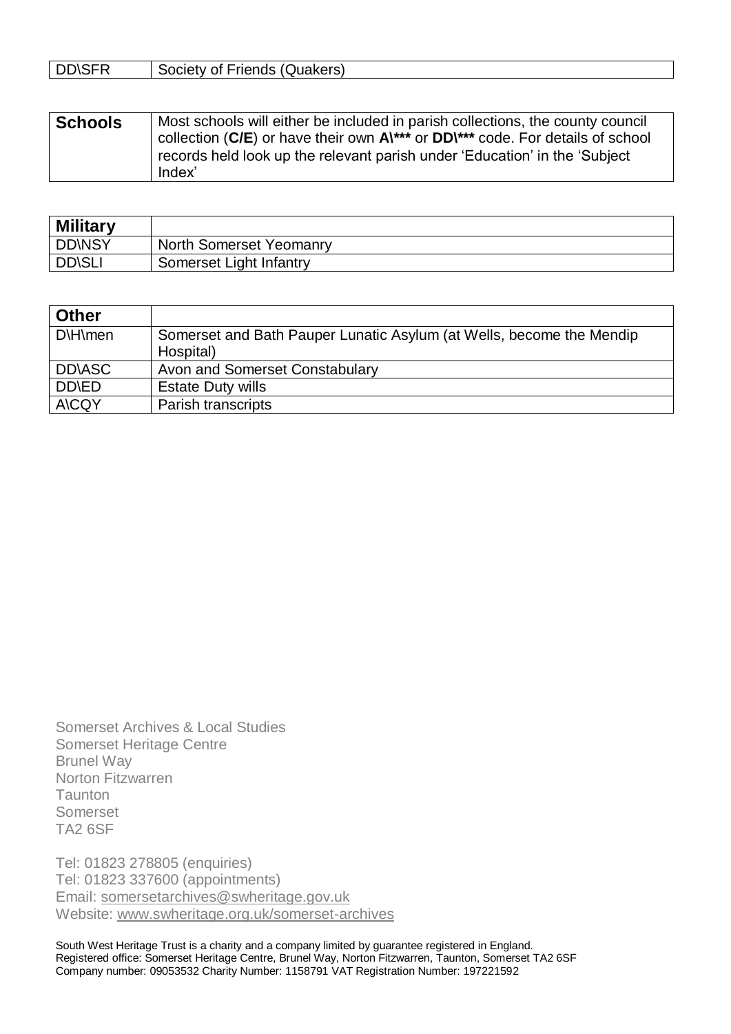| | |
|---|---|
| DD\SFR | Society of Friends (Quakers) |

| | |
|---|---|
| **Schools** | Most schools will either be included in parish collections, the county council collection (**C/E**) or have their own **A\*** or **DD\*** code. For details of school records held look up the relevant parish under 'Education' in the 'Subject Index' |

| **Military** | |
|---|---|
| DD\NSY | North Somerset Yeomanry |
| DD\SLI | Somerset Light Infantry |

| **Other** | |
|---|---|
| D\H\men | Somerset and Bath Pauper Lunatic Asylum (at Wells, become the Mendip Hospital) |
| DD\ASC | Avon and Somerset Constabulary |
| DD\ED | Estate Duty wills |
| A\CQY | Parish transcripts |

Somerset Archives & Local Studies
Somerset Heritage Centre
Brunel Way
Norton Fitzwarren
Taunton
Somerset
TA2 6SF

Tel: 01823 278805 (enquiries)
Tel: 01823 337600 (appointments)
Email: somersetarchives@swheritage.gov.uk
Website: www.swheritage.org.uk/somerset-archives

South West Heritage Trust is a charity and a company limited by guarantee registered in England.
Registered office: Somerset Heritage Centre, Brunel Way, Norton Fitzwarren, Taunton, Somerset TA2 6SF
Company number: 09053532 Charity Number: 1158791 VAT Registration Number: 197221592